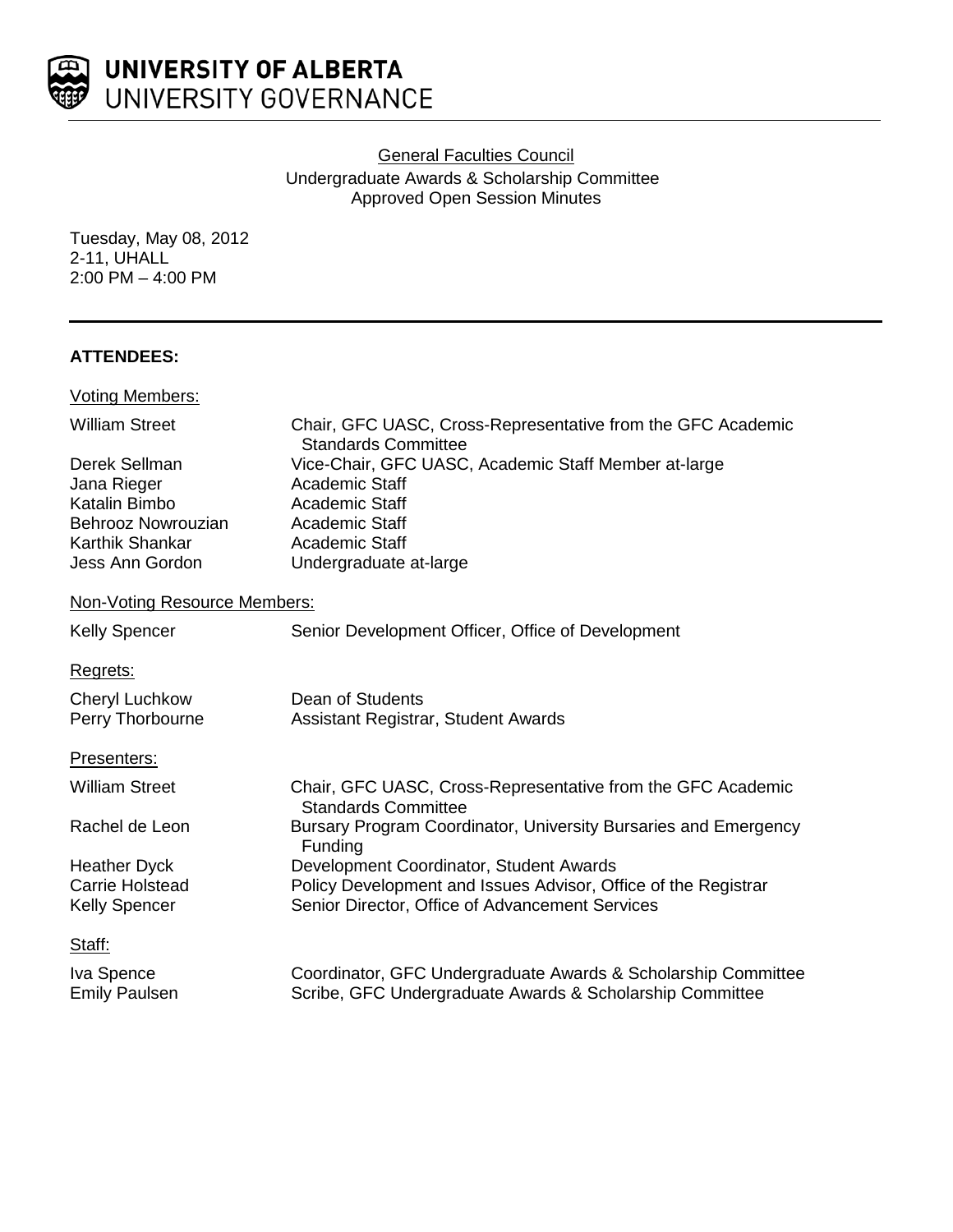**UNIVERSITY OF ALBERTA**
UNIVERSITY GOVERNANCE

General Faculties Council
Undergraduate Awards & Scholarship Committee
Approved Open Session Minutes

Tuesday, May 08, 2012
2-11, UHALL
2:00 PM – 4:00 PM

---

**ATTENDEES:**

Voting Members:

| | |
|---|---|
| William Street | Chair, GFC UASC, Cross-Representative from the GFC Academic Standards Committee |
| Derek Sellman | Vice-Chair, GFC UASC, Academic Staff Member at-large |
| Jana Rieger | Academic Staff |
| Katalin Bimbo | Academic Staff |
| Behrooz Nowrouzian | Academic Staff |
| Karthik Shankar | Academic Staff |
| Jess Ann Gordon | Undergraduate at-large |

Non-Voting Resource Members:

| | |
|---|---|
| Kelly Spencer | Senior Development Officer, Office of Development |

Regrets:

| | |
|---|---|
| Cheryl Luchkow | Dean of Students |
| Perry Thorbourne | Assistant Registrar, Student Awards |

Presenters:

| | |
|---|---|
| William Street | Chair, GFC UASC, Cross-Representative from the GFC Academic Standards Committee |
| Rachel de Leon | Bursary Program Coordinator, University Bursaries and Emergency Funding |
| Heather Dyck | Development Coordinator, Student Awards |
| Carrie Holstead | Policy Development and Issues Advisor, Office of the Registrar |
| Kelly Spencer | Senior Director, Office of Advancement Services |

Staff:

| | |
|---|---|
| Iva Spence | Coordinator, GFC Undergraduate Awards & Scholarship Committee |
| Emily Paulsen | Scribe, GFC Undergraduate Awards & Scholarship Committee |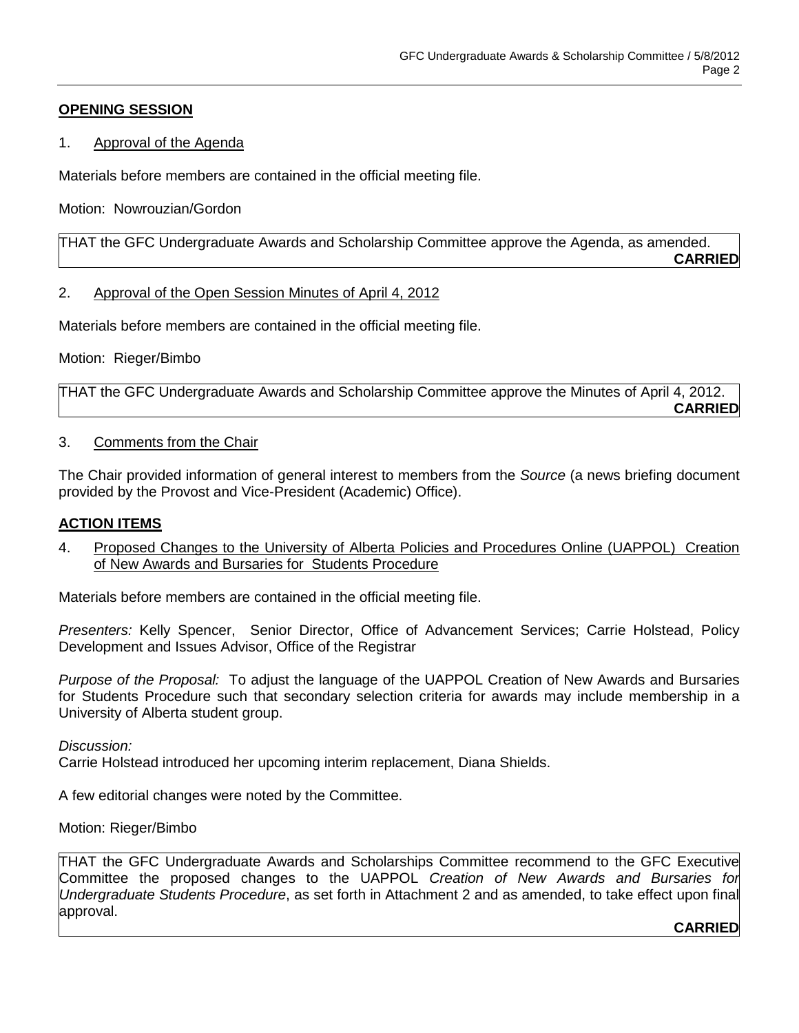## OPENING SESSION

1. Approval of the Agenda

Materials before members are contained in the official meeting file.

Motion: Nowrouzian/Gordon

THAT the GFC Undergraduate Awards and Scholarship Committee approve the Agenda, as amended.

**CARRIED**

2. Approval of the Open Session Minutes of April 4, 2012

Materials before members are contained in the official meeting file.

Motion: Rieger/Bimbo

THAT the GFC Undergraduate Awards and Scholarship Committee approve the Minutes of April 4, 2012.

**CARRIED**

3. Comments from the Chair

The Chair provided information of general interest to members from the *Source* (a news briefing document provided by the Provost and Vice-President (Academic) Office).

## ACTION ITEMS

4. Proposed Changes to the University of Alberta Policies and Procedures Online (UAPPOL) Creation of New Awards and Bursaries for Students Procedure

Materials before members are contained in the official meeting file.

*Presenters:* Kelly Spencer, Senior Director, Office of Advancement Services; Carrie Holstead, Policy Development and Issues Advisor, Office of the Registrar

*Purpose of the Proposal:* To adjust the language of the UAPPOL Creation of New Awards and Bursaries for Students Procedure such that secondary selection criteria for awards may include membership in a University of Alberta student group.

*Discussion:*
Carrie Holstead introduced her upcoming interim replacement, Diana Shields.

A few editorial changes were noted by the Committee.

Motion: Rieger/Bimbo

THAT the GFC Undergraduate Awards and Scholarships Committee recommend to the GFC Executive Committee the proposed changes to the UAPPOL *Creation of New Awards and Bursaries for Undergraduate Students Procedure*, as set forth in Attachment 2 and as amended, to take effect upon final approval.

**CARRIED**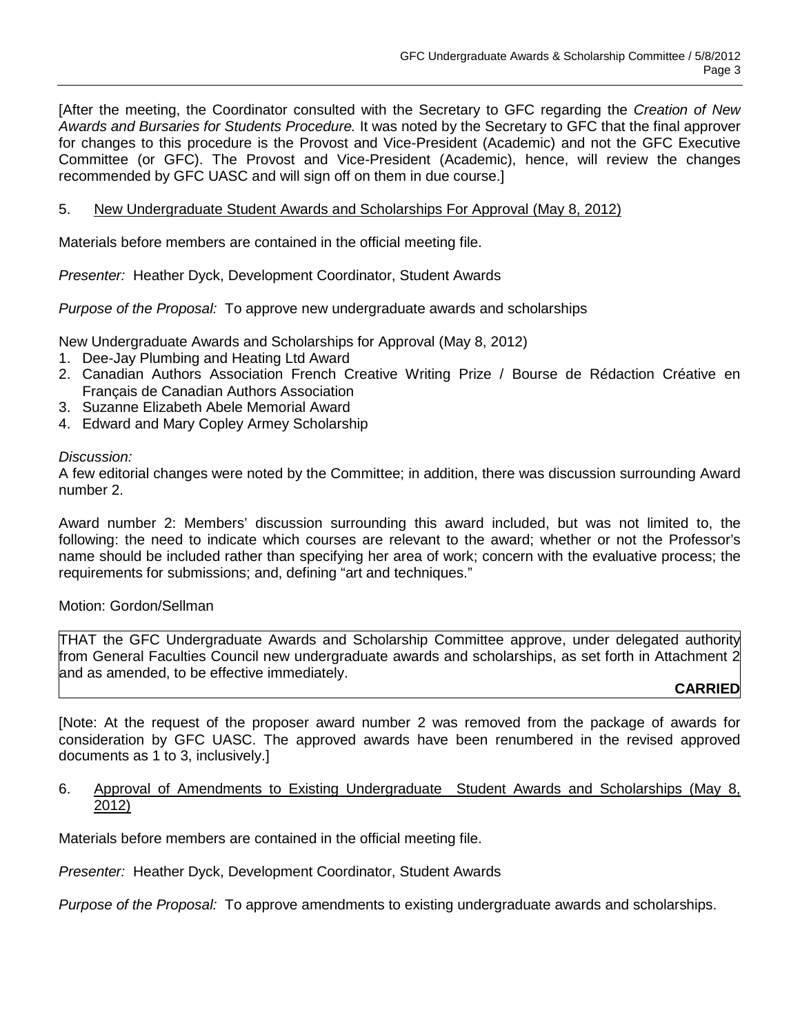[After the meeting, the Coordinator consulted with the Secretary to GFC regarding the *Creation of New Awards and Bursaries for Students Procedure.* It was noted by the Secretary to GFC that the final approver for changes to this procedure is the Provost and Vice-President (Academic) and not the GFC Executive Committee (or GFC). The Provost and Vice-President (Academic), hence, will review the changes recommended by GFC UASC and will sign off on them in due course.]

5. New Undergraduate Student Awards and Scholarships For Approval (May 8, 2012)

Materials before members are contained in the official meeting file.

*Presenter:* Heather Dyck, Development Coordinator, Student Awards

*Purpose of the Proposal:* To approve new undergraduate awards and scholarships

New Undergraduate Awards and Scholarships for Approval (May 8, 2012)

1. Dee-Jay Plumbing and Heating Ltd Award
2. Canadian Authors Association French Creative Writing Prize / Bourse de Rédaction Créative en Français de Canadian Authors Association
3. Suzanne Elizabeth Abele Memorial Award
4. Edward and Mary Copley Armey Scholarship

*Discussion:*
A few editorial changes were noted by the Committee; in addition, there was discussion surrounding Award number 2.

Award number 2: Members' discussion surrounding this award included, but was not limited to, the following: the need to indicate which courses are relevant to the award; whether or not the Professor's name should be included rather than specifying her area of work; concern with the evaluative process; the requirements for submissions; and, defining "art and techniques."

Motion: Gordon/Sellman

THAT the GFC Undergraduate Awards and Scholarship Committee approve, under delegated authority from General Faculties Council new undergraduate awards and scholarships, as set forth in Attachment 2 and as amended, to be effective immediately.

**CARRIED**

[Note: At the request of the proposer award number 2 was removed from the package of awards for consideration by GFC UASC. The approved awards have been renumbered in the revised approved documents as 1 to 3, inclusively.]

6. Approval of Amendments to Existing Undergraduate Student Awards and Scholarships (May 8, 2012)

Materials before members are contained in the official meeting file.

*Presenter:* Heather Dyck, Development Coordinator, Student Awards

*Purpose of the Proposal:* To approve amendments to existing undergraduate awards and scholarships.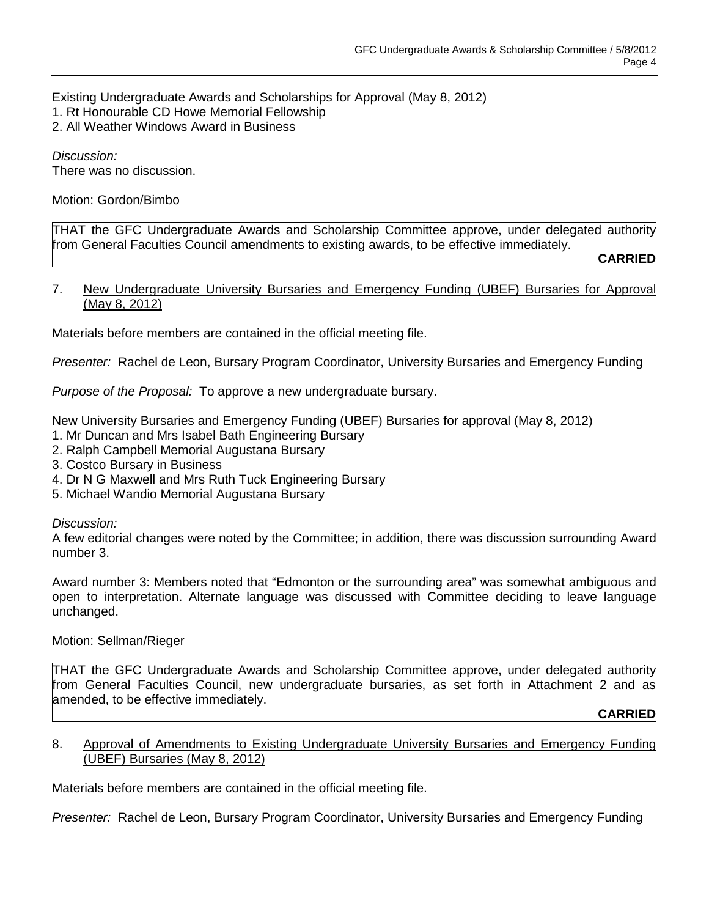Existing Undergraduate Awards and Scholarships for Approval (May 8, 2012)
1. Rt Honourable CD Howe Memorial Fellowship
2. All Weather Windows Award in Business

*Discussion:*
There was no discussion.

Motion: Gordon/Bimbo

THAT the GFC Undergraduate Awards and Scholarship Committee approve, under delegated authority from General Faculties Council amendments to existing awards, to be effective immediately.

**CARRIED**

7. <u>New Undergraduate University Bursaries and Emergency Funding (UBEF) Bursaries for Approval (May 8, 2012)</u>

Materials before members are contained in the official meeting file.

*Presenter:* Rachel de Leon, Bursary Program Coordinator, University Bursaries and Emergency Funding

*Purpose of the Proposal:* To approve a new undergraduate bursary.

New University Bursaries and Emergency Funding (UBEF) Bursaries for approval (May 8, 2012)
1. Mr Duncan and Mrs Isabel Bath Engineering Bursary
2. Ralph Campbell Memorial Augustana Bursary
3. Costco Bursary in Business
4. Dr N G Maxwell and Mrs Ruth Tuck Engineering Bursary
5. Michael Wandio Memorial Augustana Bursary

*Discussion:*
A few editorial changes were noted by the Committee; in addition, there was discussion surrounding Award number 3.

Award number 3: Members noted that "Edmonton or the surrounding area" was somewhat ambiguous and open to interpretation. Alternate language was discussed with Committee deciding to leave language unchanged.

Motion: Sellman/Rieger

THAT the GFC Undergraduate Awards and Scholarship Committee approve, under delegated authority from General Faculties Council, new undergraduate bursaries, as set forth in Attachment 2 and as amended, to be effective immediately.

**CARRIED**

8. <u>Approval of Amendments to Existing Undergraduate University Bursaries and Emergency Funding (UBEF) Bursaries (May 8, 2012)</u>

Materials before members are contained in the official meeting file.

*Presenter:* Rachel de Leon, Bursary Program Coordinator, University Bursaries and Emergency Funding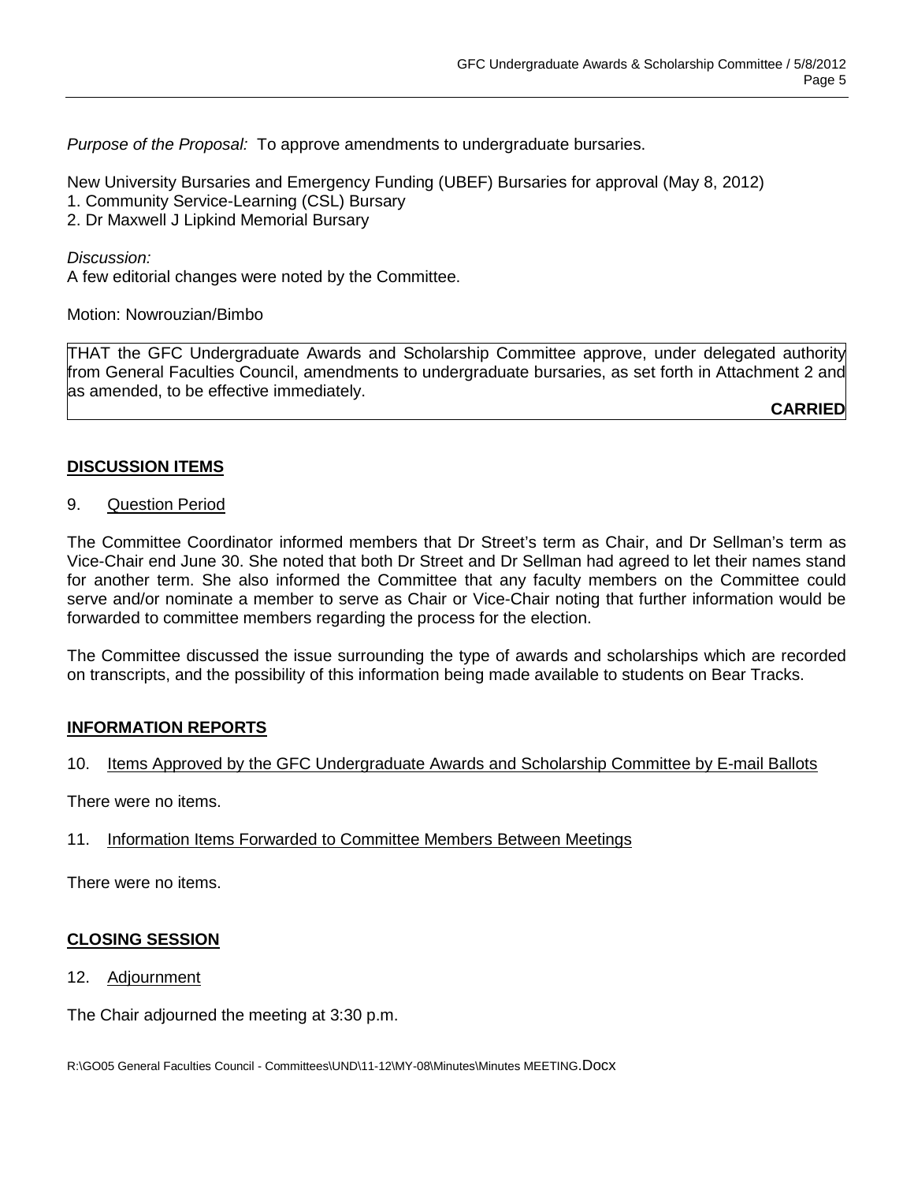*Purpose of the Proposal:* To approve amendments to undergraduate bursaries.

New University Bursaries and Emergency Funding (UBEF) Bursaries for approval (May 8, 2012)
1. Community Service-Learning (CSL) Bursary
2. Dr Maxwell J Lipkind Memorial Bursary

*Discussion:*
A few editorial changes were noted by the Committee.

Motion: Nowrouzian/Bimbo

THAT the GFC Undergraduate Awards and Scholarship Committee approve, under delegated authority from General Faculties Council, amendments to undergraduate bursaries, as set forth in Attachment 2 and as amended, to be effective immediately.

**CARRIED**

## DISCUSSION ITEMS

9. Question Period

The Committee Coordinator informed members that Dr Street's term as Chair, and Dr Sellman's term as Vice-Chair end June 30. She noted that both Dr Street and Dr Sellman had agreed to let their names stand for another term. She also informed the Committee that any faculty members on the Committee could serve and/or nominate a member to serve as Chair or Vice-Chair noting that further information would be forwarded to committee members regarding the process for the election.

The Committee discussed the issue surrounding the type of awards and scholarships which are recorded on transcripts, and the possibility of this information being made available to students on Bear Tracks.

## INFORMATION REPORTS

10. Items Approved by the GFC Undergraduate Awards and Scholarship Committee by E-mail Ballots

There were no items.

11. Information Items Forwarded to Committee Members Between Meetings

There were no items.

## CLOSING SESSION

12. Adjournment

The Chair adjourned the meeting at 3:30 p.m.

R:\GO05 General Faculties Council - Committees\UND\11-12\MY-08\Minutes\Minutes MEETING.Docx